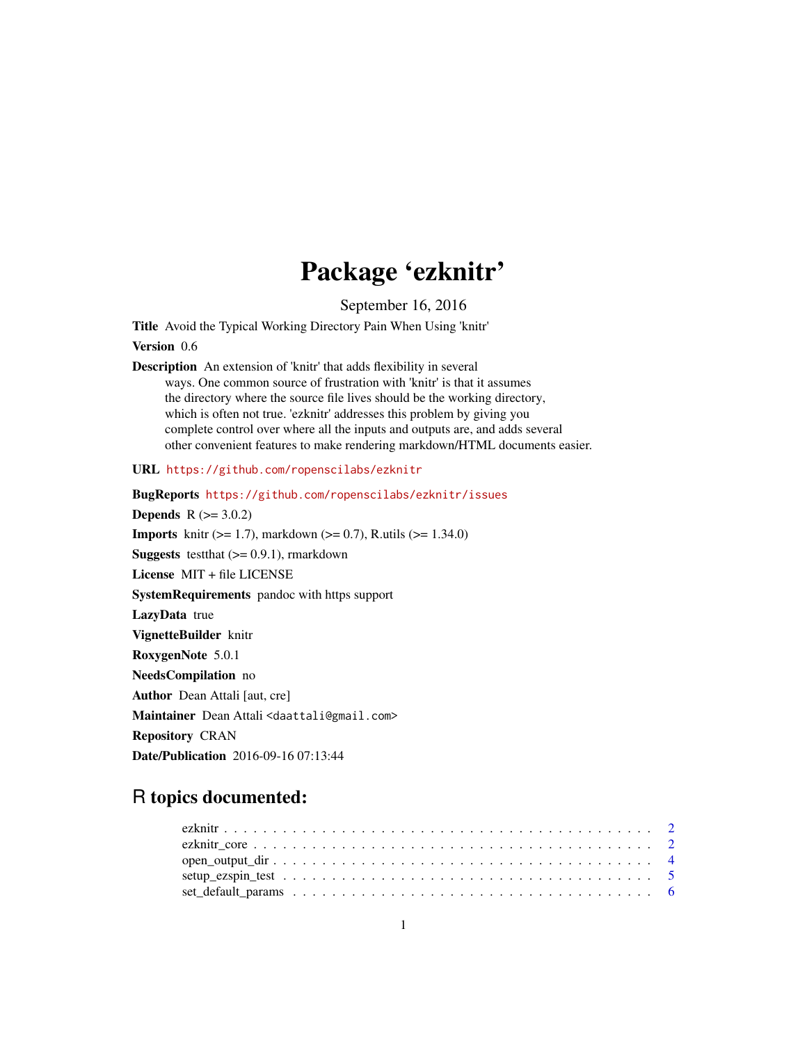# Package 'ezknitr'

September 16, 2016

**Title** Avoid the Typical Working Directory Pain When Using 'knitr'

**Version** 0.6

**Description** An extension of 'knitr' that adds flexibility in several ways. One common source of frustration with 'knitr' is that it assumes the directory where the source file lives should be the working directory, which is often not true. 'ezknitr' addresses this problem by giving you complete control over where all the inputs and outputs are, and adds several other convenient features to make rendering markdown/HTML documents easier.

**URL** https://github.com/ropenscilabs/ezknitr

**BugReports** https://github.com/ropenscilabs/ezknitr/issues

**Depends** R (>= 3.0.2)

**Imports** knitr (>= 1.7), markdown (>= 0.7), R.utils (>= 1.34.0)

**Suggests** testthat (>= 0.9.1), rmarkdown

**License** MIT + file LICENSE

**SystemRequirements** pandoc with https support

**LazyData** true

**VignetteBuilder** knitr

**RoxygenNote** 5.0.1

**NeedsCompilation** no

**Author** Dean Attali [aut, cre]

**Maintainer** Dean Attali <daattali@gmail.com>

**Repository** CRAN

**Date/Publication** 2016-09-16 07:13:44

## R topics documented:

- ezknitr . . . . . . . . . . 2
- ezknitr_core . . . . . . . . . . 2
- open_output_dir . . . . . . . . . . 4
- setup_ezspin_test . . . . . . . . . . 5
- set_default_params . . . . . . . . . . 6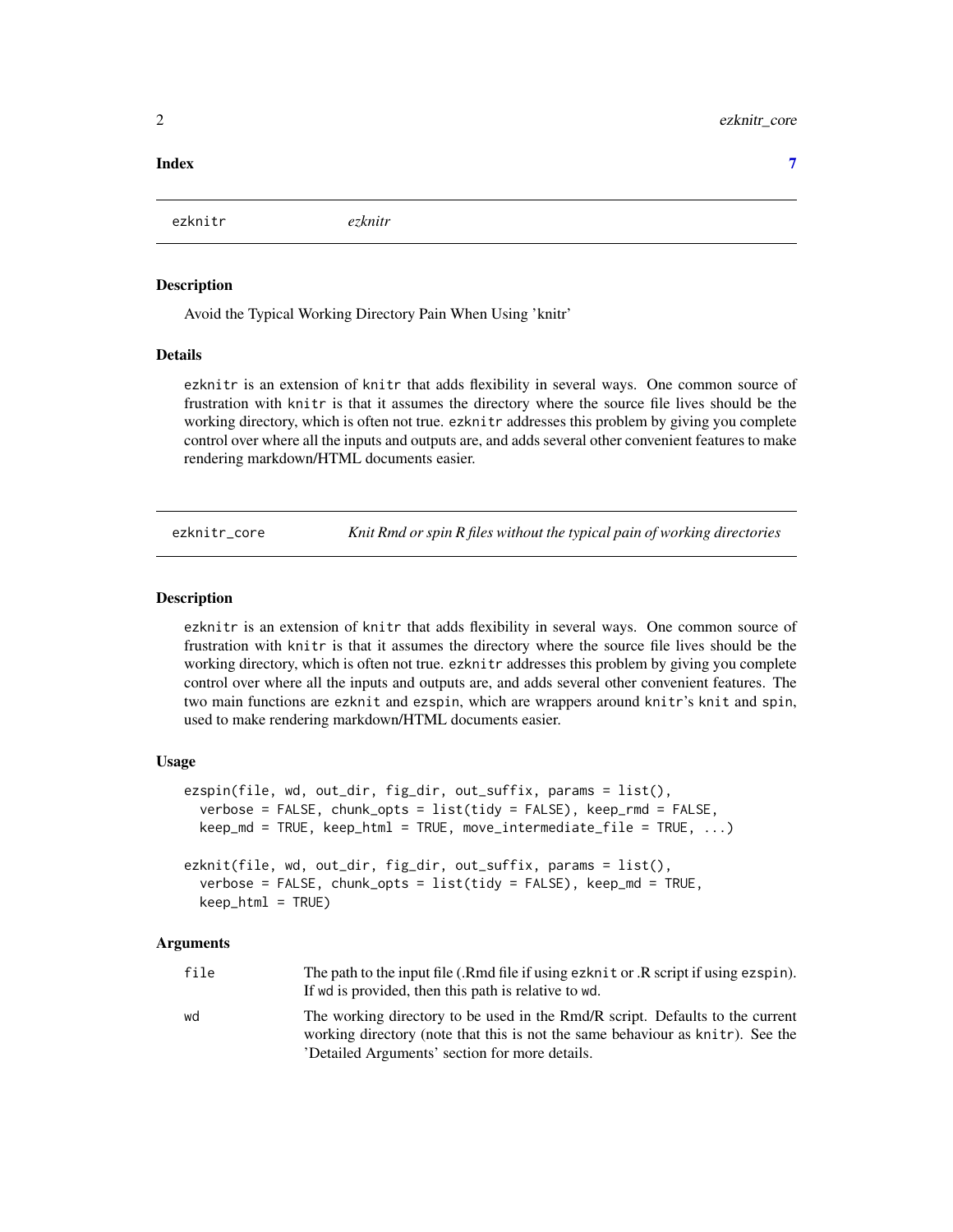| Index | 7 |
|---|---|

## ezknitr — *ezknitr*

### Description

Avoid the Typical Working Directory Pain When Using 'knitr'

### Details

`ezknitr` is an extension of `knitr` that adds flexibility in several ways. One common source of frustration with `knitr` is that it assumes the directory where the source file lives should be the working directory, which is often not true. `ezknitr` addresses this problem by giving you complete control over where all the inputs and outputs are, and adds several other convenient features to make rendering markdown/HTML documents easier.

## ezknitr_core — *Knit Rmd or spin R files without the typical pain of working directories*

### Description

`ezknitr` is an extension of `knitr` that adds flexibility in several ways. One common source of frustration with `knitr` is that it assumes the directory where the source file lives should be the working directory, which is often not true. `ezknitr` addresses this problem by giving you complete control over where all the inputs and outputs are, and adds several other convenient features. The two main functions are `ezknit` and `ezspin`, which are wrappers around `knitr`'s `knit` and `spin`, used to make rendering markdown/HTML documents easier.

### Usage

```
ezspin(file, wd, out_dir, fig_dir, out_suffix, params = list(),
  verbose = FALSE, chunk_opts = list(tidy = FALSE), keep_rmd = FALSE,
  keep_md = TRUE, keep_html = TRUE, move_intermediate_file = TRUE, ...)

ezknit(file, wd, out_dir, fig_dir, out_suffix, params = list(),
  verbose = FALSE, chunk_opts = list(tidy = FALSE), keep_md = TRUE,
  keep_html = TRUE)
```

### Arguments

| | |
|---|---|
| `file` | The path to the input file (.Rmd file if using `ezknit` or .R script if using `ezspin`). If `wd` is provided, then this path is relative to `wd`. |
| `wd` | The working directory to be used in the Rmd/R script. Defaults to the current working directory (note that this is not the same behaviour as `knitr`). See the 'Detailed Arguments' section for more details. |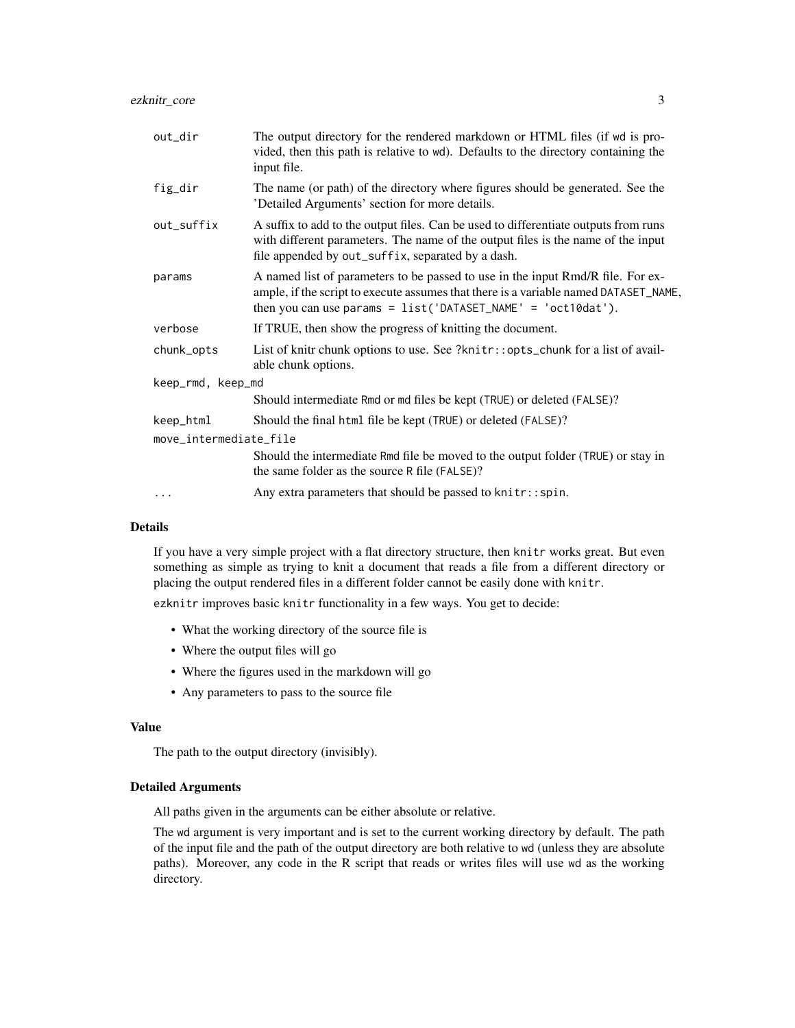| | |
|---|---|
| `out_dir` | The output directory for the rendered markdown or HTML files (if `wd` is provided, then this path is relative to `wd`). Defaults to the directory containing the input file. |
| `fig_dir` | The name (or path) of the directory where figures should be generated. See the 'Detailed Arguments' section for more details. |
| `out_suffix` | A suffix to add to the output files. Can be used to differentiate outputs from runs with different parameters. The name of the output files is the name of the input file appended by `out_suffix`, separated by a dash. |
| `params` | A named list of parameters to be passed to use in the input Rmd/R file. For example, if the script to execute assumes that there is a variable named `DATASET_NAME`, then you can use `params = list('DATASET_NAME' = 'oct10dat')`. |
| `verbose` | If TRUE, then show the progress of knitting the document. |
| `chunk_opts` | List of knitr chunk options to use. See `?knitr::opts_chunk` for a list of available chunk options. |
| `keep_rmd, keep_md` | Should intermediate `Rmd` or `md` files be kept (`TRUE`) or deleted (`FALSE`)? |
| `keep_html` | Should the final `html` file be kept (`TRUE`) or deleted (`FALSE`)? |
| `move_intermediate_file` | Should the intermediate `Rmd` file be moved to the output folder (`TRUE`) or stay in the same folder as the source `R` file (`FALSE`)? |
| `...` | Any extra parameters that should be passed to `knitr::spin`. |

## Details

If you have a very simple project with a flat directory structure, then `knitr` works great. But even something as simple as trying to knit a document that reads a file from a different directory or placing the output rendered files in a different folder cannot be easily done with `knitr`.

`ezknitr` improves basic `knitr` functionality in a few ways. You get to decide:

- What the working directory of the source file is
- Where the output files will go
- Where the figures used in the markdown will go
- Any parameters to pass to the source file

## Value

The path to the output directory (invisibly).

## Detailed Arguments

All paths given in the arguments can be either absolute or relative.

The `wd` argument is very important and is set to the current working directory by default. The path of the input file and the path of the output directory are both relative to `wd` (unless they are absolute paths). Moreover, any code in the R script that reads or writes files will use `wd` as the working directory.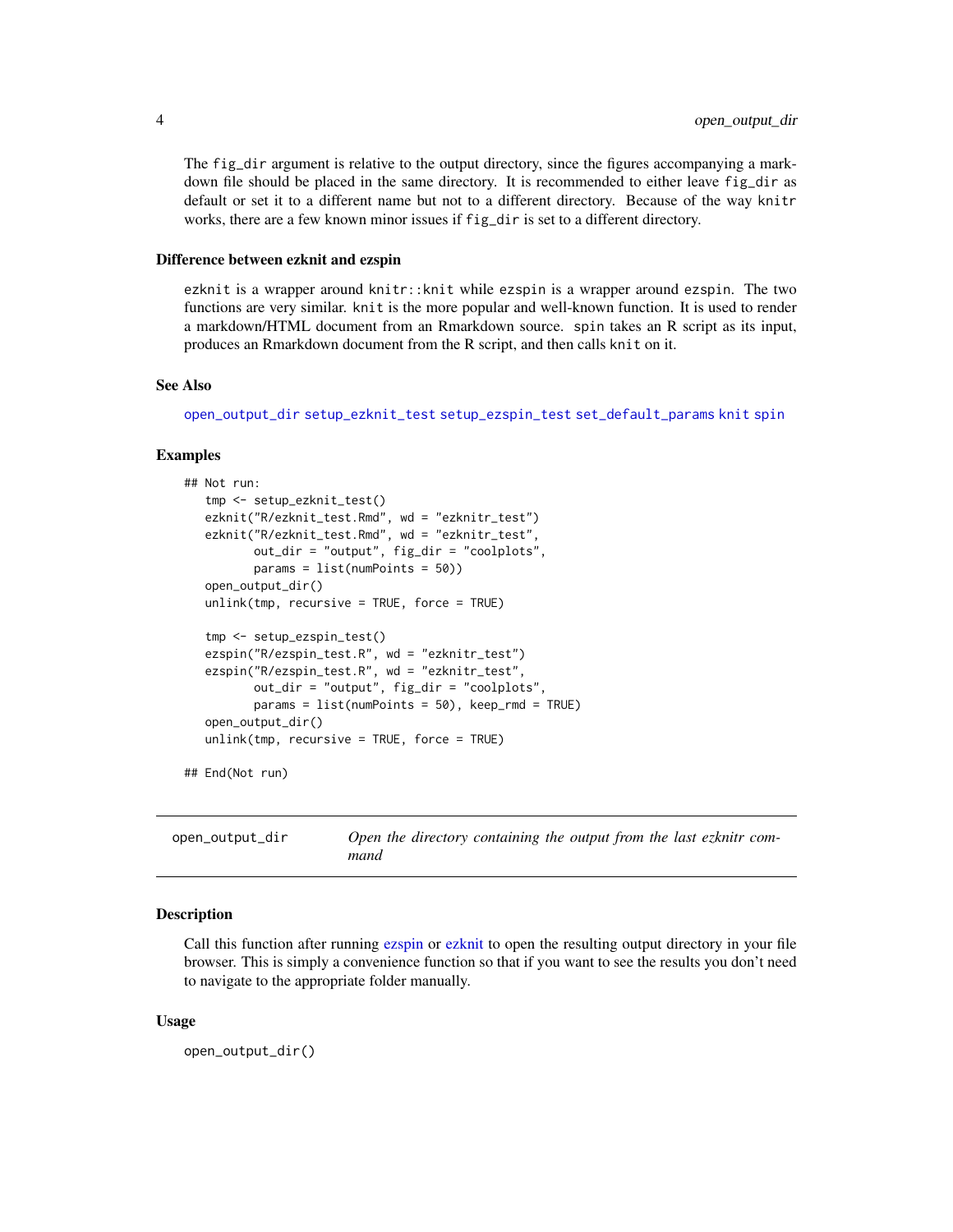The `fig_dir` argument is relative to the output directory, since the figures accompanying a markdown file should be placed in the same directory. It is recommended to either leave `fig_dir` as default or set it to a different name but not to a different directory. Because of the way `knitr` works, there are a few known minor issues if `fig_dir` is set to a different directory.

### Difference between ezknit and ezspin

`ezknit` is a wrapper around `knitr::knit` while `ezspin` is a wrapper around `ezspin`. The two functions are very similar. `knit` is the more popular and well-known function. It is used to render a markdown/HTML document from an Rmarkdown source. `spin` takes an R script as its input, produces an Rmarkdown document from the R script, and then calls `knit` on it.

### See Also

`open_output_dir` `setup_ezknit_test` `setup_ezspin_test` `set_default_params` `knit` `spin`

### Examples

```
## Not run:
   tmp <- setup_ezknit_test()
   ezknit("R/ezknit_test.Rmd", wd = "ezknitr_test")
   ezknit("R/ezknit_test.Rmd", wd = "ezknitr_test",
          out_dir = "output", fig_dir = "coolplots",
          params = list(numPoints = 50))
   open_output_dir()
   unlink(tmp, recursive = TRUE, force = TRUE)

   tmp <- setup_ezspin_test()
   ezspin("R/ezspin_test.R", wd = "ezknitr_test")
   ezspin("R/ezspin_test.R", wd = "ezknitr_test",
          out_dir = "output", fig_dir = "coolplots",
          params = list(numPoints = 50), keep_rmd = TRUE)
   open_output_dir()
   unlink(tmp, recursive = TRUE, force = TRUE)

## End(Not run)
```

---

## open_output_dir — *Open the directory containing the output from the last ezknitr command*

---

### Description

Call this function after running ezspin or ezknit to open the resulting output directory in your file browser. This is simply a convenience function so that if you want to see the results you don't need to navigate to the appropriate folder manually.

### Usage

```
open_output_dir()
```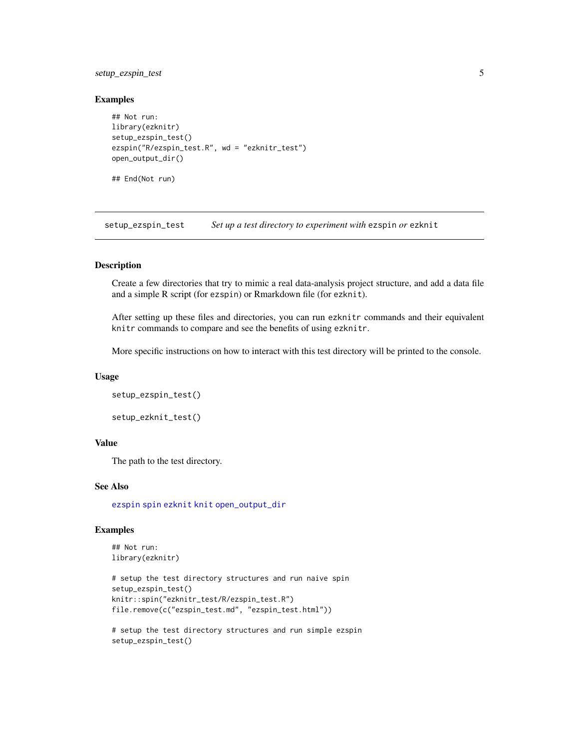## Examples

```
## Not run:
library(ezknitr)
setup_ezspin_test()
ezspin("R/ezspin_test.R", wd = "ezknitr_test")
open_output_dir()

## End(Not run)
```

---

## setup_ezspin_test — *Set up a test directory to experiment with* `ezspin` *or* `ezknit`

---

### Description

Create a few directories that try to mimic a real data-analysis project structure, and add a data file and a simple R script (for `ezspin`) or Rmarkdown file (for `ezknit`).

After setting up these files and directories, you can run `ezknitr` commands and their equivalent `knitr` commands to compare and see the benefits of using `ezknitr`.

More specific instructions on how to interact with this test directory will be printed to the console.

### Usage

```
setup_ezspin_test()

setup_ezknit_test()
```

### Value

The path to the test directory.

### See Also

`ezspin` `spin` `ezknit` `knit` `open_output_dir`

### Examples

```
## Not run:
library(ezknitr)

# setup the test directory structures and run naive spin
setup_ezspin_test()
knitr::spin("ezknitr_test/R/ezspin_test.R")
file.remove(c("ezspin_test.md", "ezspin_test.html"))

# setup the test directory structures and run simple ezspin
setup_ezspin_test()
```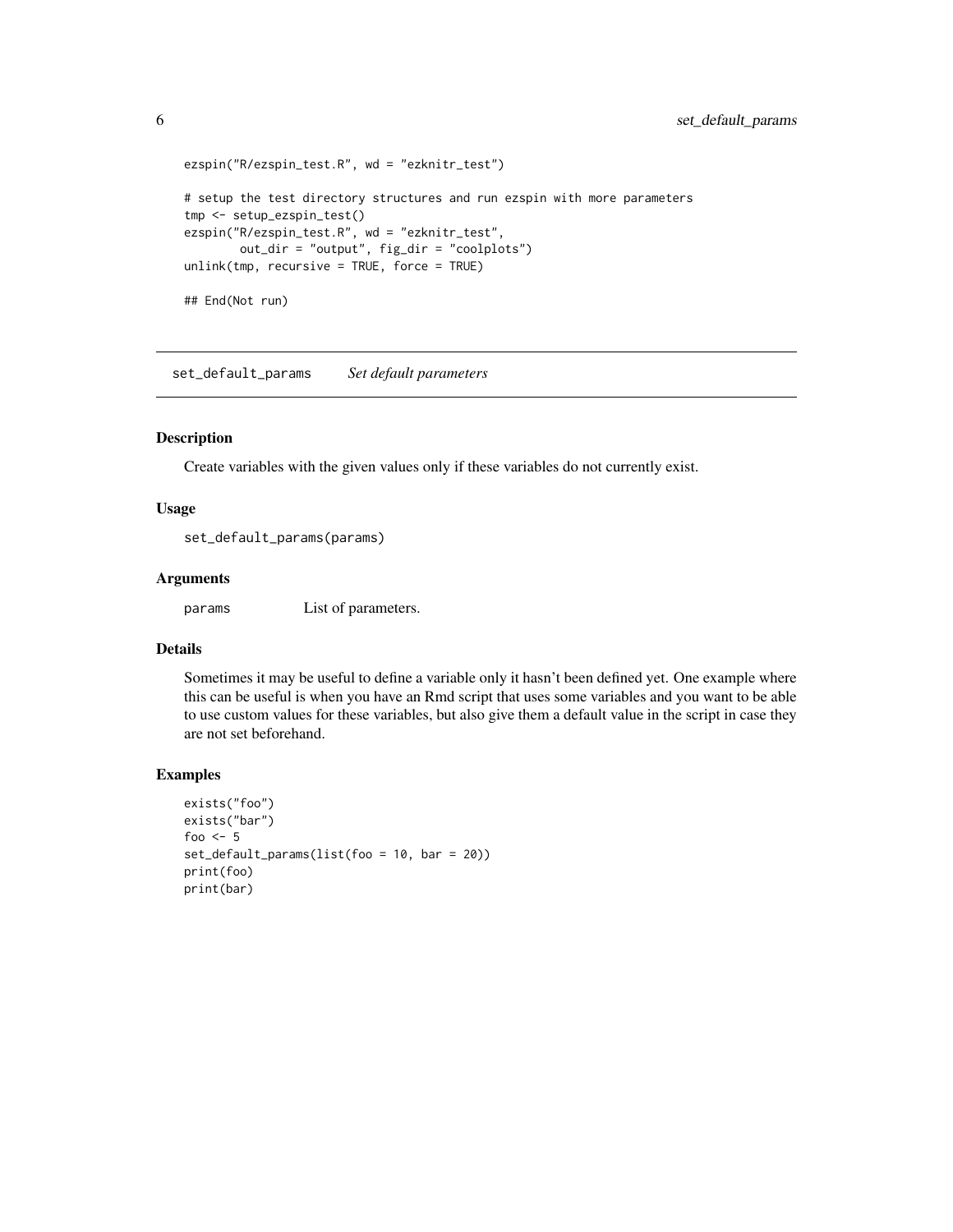```
ezspin("R/ezspin_test.R", wd = "ezknitr_test")

# setup the test directory structures and run ezspin with more parameters
tmp <- setup_ezspin_test()
ezspin("R/ezspin_test.R", wd = "ezknitr_test",
        out_dir = "output", fig_dir = "coolplots")
unlink(tmp, recursive = TRUE, force = TRUE)

## End(Not run)
```

## set_default_params *Set default parameters*

### Description

Create variables with the given values only if these variables do not currently exist.

### Usage

```
set_default_params(params)
```

### Arguments

| | |
|---|---|
| params | List of parameters. |

### Details

Sometimes it may be useful to define a variable only it hasn't been defined yet. One example where this can be useful is when you have an Rmd script that uses some variables and you want to be able to use custom values for these variables, but also give them a default value in the script in case they are not set beforehand.

### Examples

```
exists("foo")
exists("bar")
foo <- 5
set_default_params(list(foo = 10, bar = 20))
print(foo)
print(bar)
```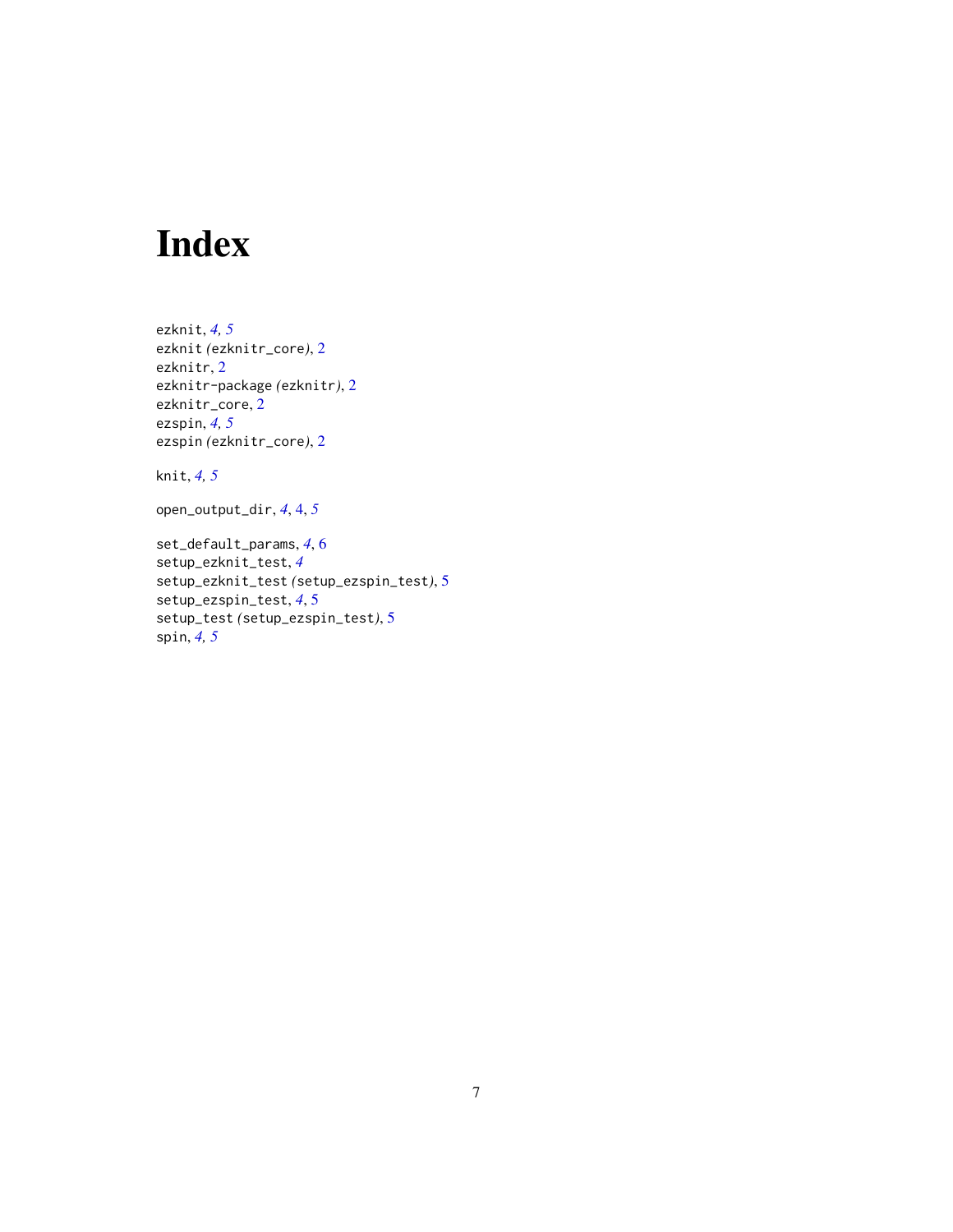# Index

ezknit, *4, 5*
ezknit (ezknitr_core), 2
ezknitr, 2
ezknitr-package (ezknitr), 2
ezknitr_core, 2
ezspin, *4, 5*
ezspin (ezknitr_core), 2

knit, *4, 5*

open_output_dir, *4*, 4, *5*

set_default_params, *4*, 6
setup_ezknit_test, *4*
setup_ezknit_test (setup_ezspin_test), 5
setup_ezspin_test, *4*, 5
setup_test (setup_ezspin_test), 5
spin, *4, 5*